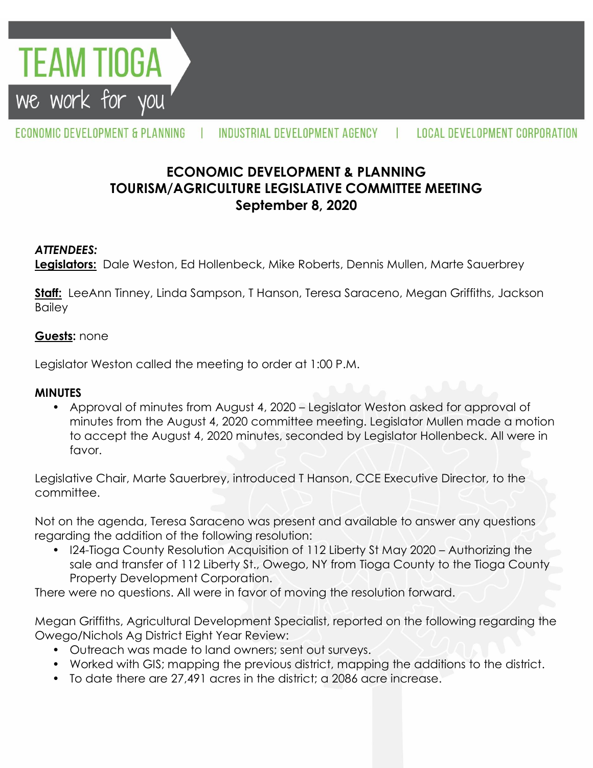# TEAM TIOGA

we work for you

ECONOMIC DEVELOPMENT & PLANNING | INDUSTRIAL DEVELOPMENT AGENCY | LOCAL DEVELOPMENT CORPORATION

## ECONOMIC DEVELOPMENT & PLANNING
## TOURISM/AGRICULTURE LEGISLATIVE COMMITTEE MEETING
## September 8, 2020

***ATTENDEES:***

**Legislators:** Dale Weston, Ed Hollenbeck, Mike Roberts, Dennis Mullen, Marte Sauerbrey

**Staff:** LeeAnn Tinney, Linda Sampson, T Hanson, Teresa Saraceno, Megan Griffiths, Jackson Bailey

**Guests:** none

Legislator Weston called the meeting to order at 1:00 P.M.

**MINUTES**

- Approval of minutes from August 4, 2020 – Legislator Weston asked for approval of minutes from the August 4, 2020 committee meeting. Legislator Mullen made a motion to accept the August 4, 2020 minutes, seconded by Legislator Hollenbeck. All were in favor.

Legislative Chair, Marte Sauerbrey, introduced T Hanson, CCE Executive Director, to the committee.

Not on the agenda, Teresa Saraceno was present and available to answer any questions regarding the addition of the following resolution:

- I24-Tioga County Resolution Acquisition of 112 Liberty St May 2020 – Authorizing the sale and transfer of 112 Liberty St., Owego, NY from Tioga County to the Tioga County Property Development Corporation.

There were no questions. All were in favor of moving the resolution forward.

Megan Griffiths, Agricultural Development Specialist, reported on the following regarding the Owego/Nichols Ag District Eight Year Review:

- Outreach was made to land owners; sent out surveys.
- Worked with GIS; mapping the previous district, mapping the additions to the district.
- To date there are 27,491 acres in the district; a 2086 acre increase.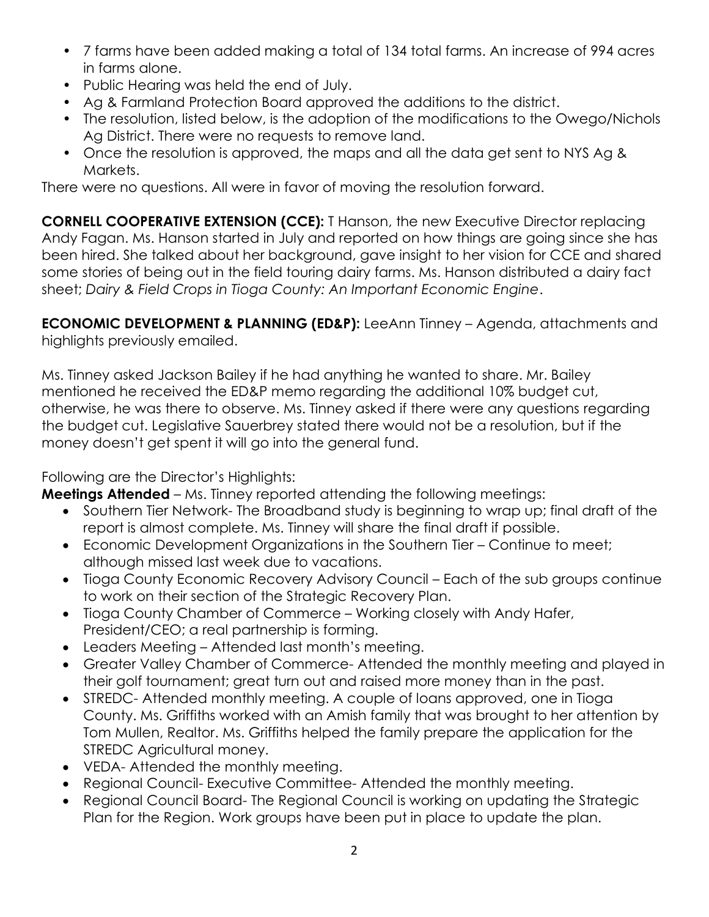- 7 farms have been added making a total of 134 total farms. An increase of 994 acres in farms alone.
- Public Hearing was held the end of July.
- Ag & Farmland Protection Board approved the additions to the district.
- The resolution, listed below, is the adoption of the modifications to the Owego/Nichols Ag District. There were no requests to remove land.
- Once the resolution is approved, the maps and all the data get sent to NYS Ag & Markets.

There were no questions. All were in favor of moving the resolution forward.

**CORNELL COOPERATIVE EXTENSION (CCE):** T Hanson, the new Executive Director replacing Andy Fagan. Ms. Hanson started in July and reported on how things are going since she has been hired. She talked about her background, gave insight to her vision for CCE and shared some stories of being out in the field touring dairy farms. Ms. Hanson distributed a dairy fact sheet; *Dairy & Field Crops in Tioga County: An Important Economic Engine*.

**ECONOMIC DEVELOPMENT & PLANNING (ED&P):** LeeAnn Tinney – Agenda, attachments and highlights previously emailed.

Ms. Tinney asked Jackson Bailey if he had anything he wanted to share. Mr. Bailey mentioned he received the ED&P memo regarding the additional 10% budget cut, otherwise, he was there to observe. Ms. Tinney asked if there were any questions regarding the budget cut. Legislative Sauerbrey stated there would not be a resolution, but if the money doesn't get spent it will go into the general fund.

Following are the Director's Highlights:

**Meetings Attended** – Ms. Tinney reported attending the following meetings:

- Southern Tier Network- The Broadband study is beginning to wrap up; final draft of the report is almost complete. Ms. Tinney will share the final draft if possible.
- Economic Development Organizations in the Southern Tier – Continue to meet; although missed last week due to vacations.
- Tioga County Economic Recovery Advisory Council – Each of the sub groups continue to work on their section of the Strategic Recovery Plan.
- Tioga County Chamber of Commerce – Working closely with Andy Hafer, President/CEO; a real partnership is forming.
- Leaders Meeting – Attended last month's meeting.
- Greater Valley Chamber of Commerce- Attended the monthly meeting and played in their golf tournament; great turn out and raised more money than in the past.
- STREDC- Attended monthly meeting. A couple of loans approved, one in Tioga County. Ms. Griffiths worked with an Amish family that was brought to her attention by Tom Mullen, Realtor. Ms. Griffiths helped the family prepare the application for the STREDC Agricultural money.
- VEDA- Attended the monthly meeting.
- Regional Council- Executive Committee- Attended the monthly meeting.
- Regional Council Board- The Regional Council is working on updating the Strategic Plan for the Region. Work groups have been put in place to update the plan.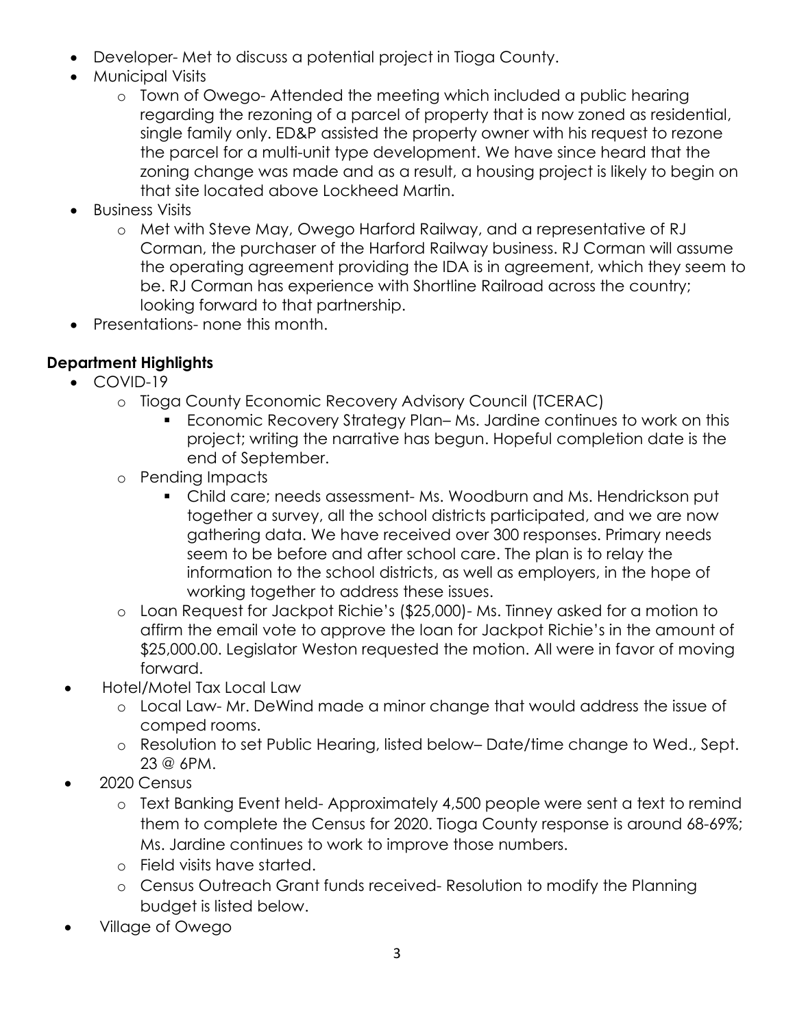- Developer- Met to discuss a potential project in Tioga County.
- Municipal Visits
  - Town of Owego- Attended the meeting which included a public hearing regarding the rezoning of a parcel of property that is now zoned as residential, single family only. ED&P assisted the property owner with his request to rezone the parcel for a multi-unit type development. We have since heard that the zoning change was made and as a result, a housing project is likely to begin on that site located above Lockheed Martin.
- Business Visits
  - Met with Steve May, Owego Harford Railway, and a representative of RJ Corman, the purchaser of the Harford Railway business. RJ Corman will assume the operating agreement providing the IDA is in agreement, which they seem to be. RJ Corman has experience with Shortline Railroad across the country; looking forward to that partnership.
- Presentations- none this month.

**Department Highlights**

- COVID-19
  - Tioga County Economic Recovery Advisory Council (TCERAC)
    - Economic Recovery Strategy Plan– Ms. Jardine continues to work on this project; writing the narrative has begun. Hopeful completion date is the end of September.
  - Pending Impacts
    - Child care; needs assessment- Ms. Woodburn and Ms. Hendrickson put together a survey, all the school districts participated, and we are now gathering data. We have received over 300 responses. Primary needs seem to be before and after school care. The plan is to relay the information to the school districts, as well as employers, in the hope of working together to address these issues.
  - Loan Request for Jackpot Richie's ($25,000)- Ms. Tinney asked for a motion to affirm the email vote to approve the loan for Jackpot Richie's in the amount of $25,000.00. Legislator Weston requested the motion. All were in favor of moving forward.
- Hotel/Motel Tax Local Law
  - Local Law- Mr. DeWind made a minor change that would address the issue of comped rooms.
  - Resolution to set Public Hearing, listed below– Date/time change to Wed., Sept. 23 @ 6PM.
- 2020 Census
  - Text Banking Event held- Approximately 4,500 people were sent a text to remind them to complete the Census for 2020. Tioga County response is around 68-69%; Ms. Jardine continues to work to improve those numbers.
  - Field visits have started.
  - Census Outreach Grant funds received- Resolution to modify the Planning budget is listed below.
- Village of Owego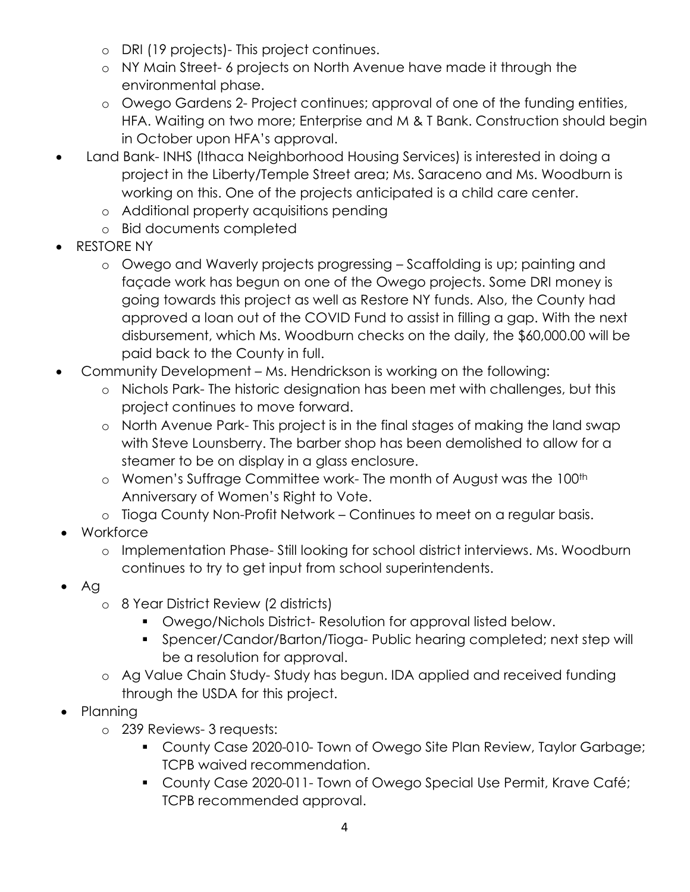- DRI (19 projects)- This project continues.
  - NY Main Street- 6 projects on North Avenue have made it through the environmental phase.
  - Owego Gardens 2- Project continues; approval of one of the funding entities, HFA. Waiting on two more; Enterprise and M & T Bank. Construction should begin in October upon HFA's approval.
- Land Bank- INHS (Ithaca Neighborhood Housing Services) is interested in doing a project in the Liberty/Temple Street area; Ms. Saraceno and Ms. Woodburn is working on this. One of the projects anticipated is a child care center.
  - Additional property acquisitions pending
  - Bid documents completed
- RESTORE NY
  - Owego and Waverly projects progressing – Scaffolding is up; painting and façade work has begun on one of the Owego projects. Some DRI money is going towards this project as well as Restore NY funds. Also, the County had approved a loan out of the COVID Fund to assist in filling a gap. With the next disbursement, which Ms. Woodburn checks on the daily, the $60,000.00 will be paid back to the County in full.
- Community Development – Ms. Hendrickson is working on the following:
  - Nichols Park- The historic designation has been met with challenges, but this project continues to move forward.
  - North Avenue Park- This project is in the final stages of making the land swap with Steve Lounsberry. The barber shop has been demolished to allow for a steamer to be on display in a glass enclosure.
  - Women's Suffrage Committee work- The month of August was the 100th Anniversary of Women's Right to Vote.
  - Tioga County Non-Profit Network – Continues to meet on a regular basis.
- Workforce
  - Implementation Phase- Still looking for school district interviews. Ms. Woodburn continues to try to get input from school superintendents.
- Ag
  - 8 Year District Review (2 districts)
    - Owego/Nichols District- Resolution for approval listed below.
    - Spencer/Candor/Barton/Tioga- Public hearing completed; next step will be a resolution for approval.
  - Ag Value Chain Study- Study has begun. IDA applied and received funding through the USDA for this project.
- Planning
  - 239 Reviews- 3 requests:
    - County Case 2020-010- Town of Owego Site Plan Review, Taylor Garbage; TCPB waived recommendation.
    - County Case 2020-011- Town of Owego Special Use Permit, Krave Café; TCPB recommended approval.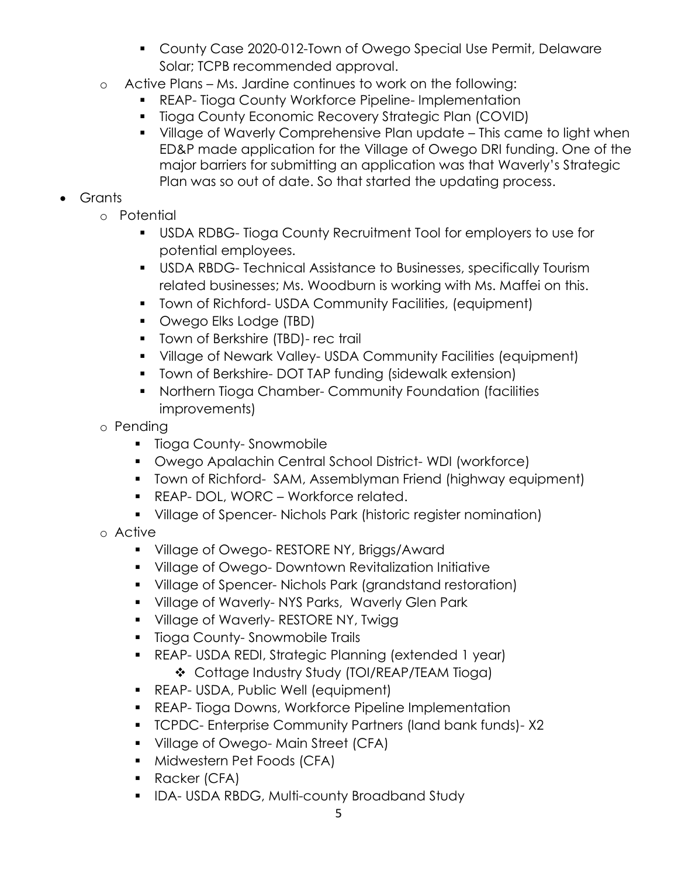- County Case 2020-012-Town of Owego Special Use Permit, Delaware Solar; TCPB recommended approval.
    - Active Plans – Ms. Jardine continues to work on the following:
        - REAP- Tioga County Workforce Pipeline- Implementation
        - Tioga County Economic Recovery Strategic Plan (COVID)
        - Village of Waverly Comprehensive Plan update – This came to light when ED&P made application for the Village of Owego DRI funding. One of the major barriers for submitting an application was that Waverly's Strategic Plan was so out of date. So that started the updating process.
- Grants
    - Potential
        - USDA RDBG- Tioga County Recruitment Tool for employers to use for potential employees.
        - USDA RBDG- Technical Assistance to Businesses, specifically Tourism related businesses; Ms. Woodburn is working with Ms. Maffei on this.
        - Town of Richford- USDA Community Facilities, (equipment)
        - Owego Elks Lodge (TBD)
        - Town of Berkshire (TBD)- rec trail
        - Village of Newark Valley- USDA Community Facilities (equipment)
        - Town of Berkshire- DOT TAP funding (sidewalk extension)
        - Northern Tioga Chamber- Community Foundation (facilities improvements)
    - Pending
        - Tioga County- Snowmobile
        - Owego Apalachin Central School District- WDI (workforce)
        - Town of Richford- SAM, Assemblyman Friend (highway equipment)
        - REAP- DOL, WORC – Workforce related.
        - Village of Spencer- Nichols Park (historic register nomination)
    - Active
        - Village of Owego- RESTORE NY, Briggs/Award
        - Village of Owego- Downtown Revitalization Initiative
        - Village of Spencer- Nichols Park (grandstand restoration)
        - Village of Waverly- NYS Parks, Waverly Glen Park
        - Village of Waverly- RESTORE NY, Twigg
        - Tioga County- Snowmobile Trails
        - REAP- USDA REDI, Strategic Planning (extended 1 year)
            - Cottage Industry Study (TOI/REAP/TEAM Tioga)
        - REAP- USDA, Public Well (equipment)
        - REAP- Tioga Downs, Workforce Pipeline Implementation
        - TCPDC- Enterprise Community Partners (land bank funds)- X2
        - Village of Owego- Main Street (CFA)
        - Midwestern Pet Foods (CFA)
        - Racker (CFA)
        - IDA- USDA RBDG, Multi-county Broadband Study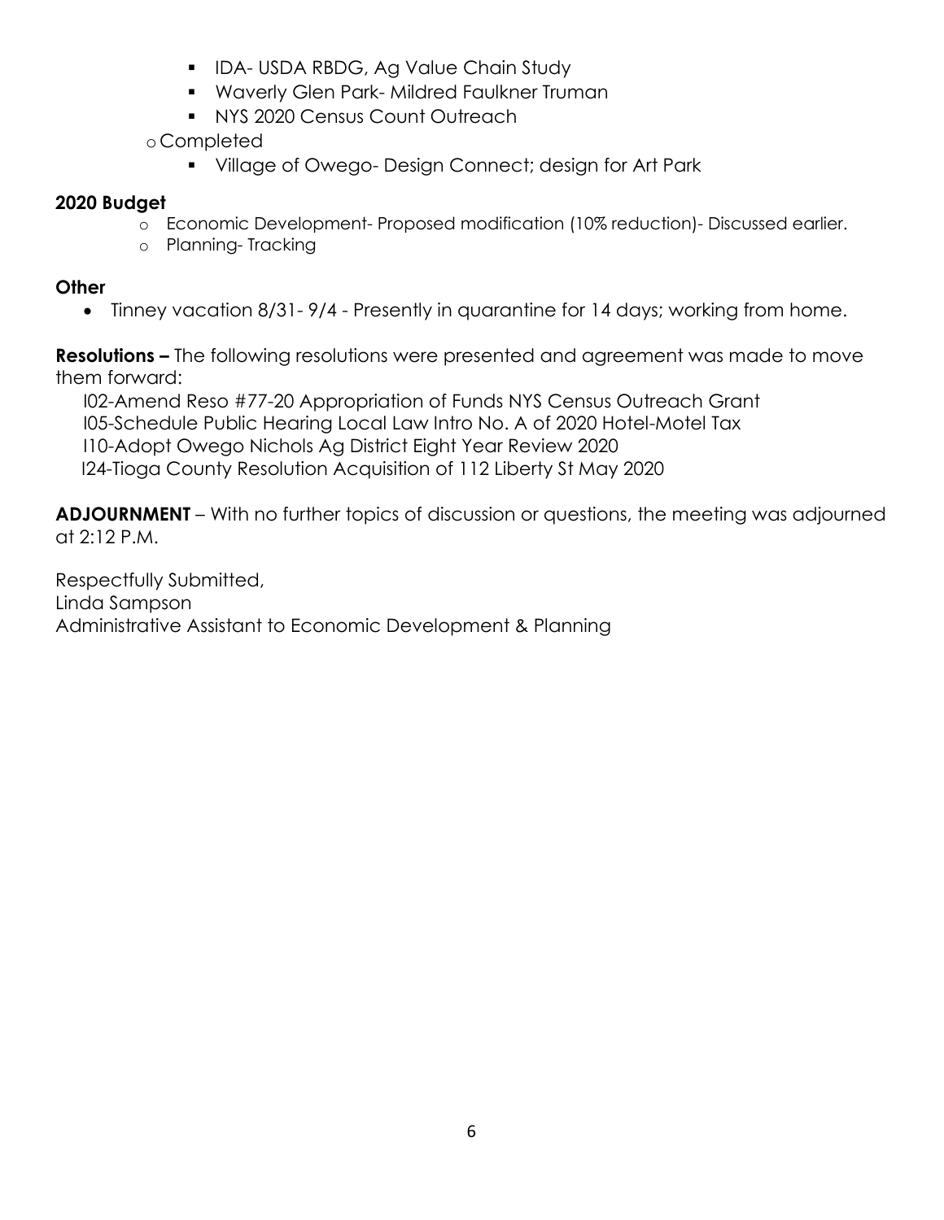- IDA- USDA RBDG, Ag Value Chain Study
  - Waverly Glen Park- Mildred Faulkner Truman
  - NYS 2020 Census Count Outreach
- Completed
  - Village of Owego- Design Connect; design for Art Park

**2020 Budget**

- Economic Development- Proposed modification (10% reduction)- Discussed earlier.
- Planning- Tracking

**Other**

- Tinney vacation 8/31- 9/4 - Presently in quarantine for 14 days; working from home.

**Resolutions –** The following resolutions were presented and agreement was made to move them forward:

I02-Amend Reso #77-20 Appropriation of Funds NYS Census Outreach Grant
I05-Schedule Public Hearing Local Law Intro No. A of 2020 Hotel-Motel Tax
I10-Adopt Owego Nichols Ag District Eight Year Review 2020
I24-Tioga County Resolution Acquisition of 112 Liberty St May 2020

**ADJOURNMENT** – With no further topics of discussion or questions, the meeting was adjourned at 2:12 P.M.

Respectfully Submitted,
Linda Sampson
Administrative Assistant to Economic Development & Planning